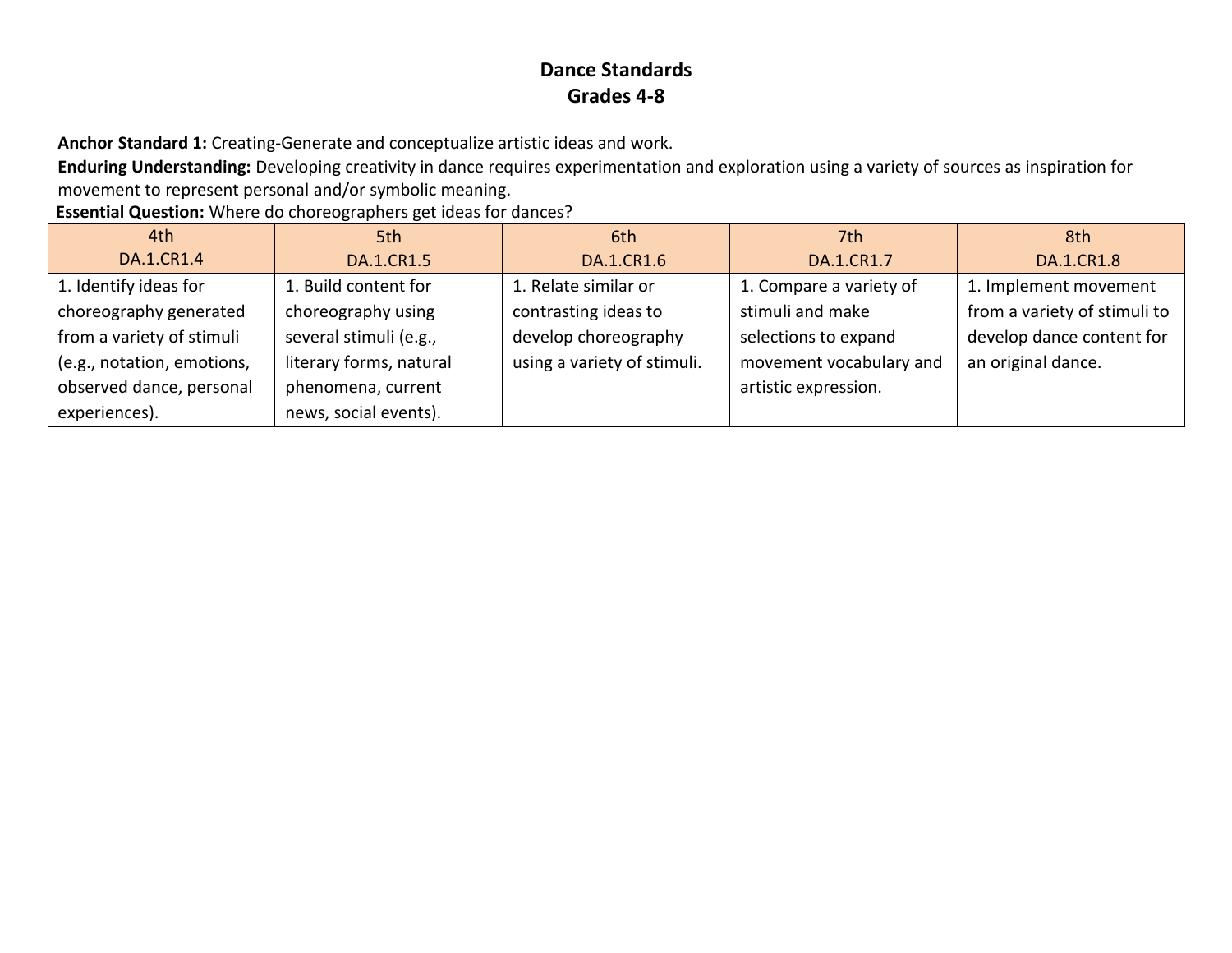# Dance Standards
## Grades 4-8

**Anchor Standard 1:** Creating-Generate and conceptualize artistic ideas and work.

**Enduring Understanding:** Developing creativity in dance requires experimentation and exploration using a variety of sources as inspiration for movement to represent personal and/or symbolic meaning.

**Essential Question:** Where do choreographers get ideas for dances?

| 4th<br>DA.1.CR1.4 | 5th<br>DA.1.CR1.5 | 6th<br>DA.1.CR1.6 | 7th<br>DA.1.CR1.7 | 8th<br>DA.1.CR1.8 |
|---|---|---|---|---|
| 1. Identify ideas for choreography generated from a variety of stimuli (e.g., notation, emotions, observed dance, personal experiences). | 1. Build content for choreography using several stimuli (e.g., literary forms, natural phenomena, current news, social events). | 1. Relate similar or contrasting ideas to develop choreography using a variety of stimuli. | 1. Compare a variety of stimuli and make selections to expand movement vocabulary and artistic expression. | 1. Implement movement from a variety of stimuli to develop dance content for an original dance. |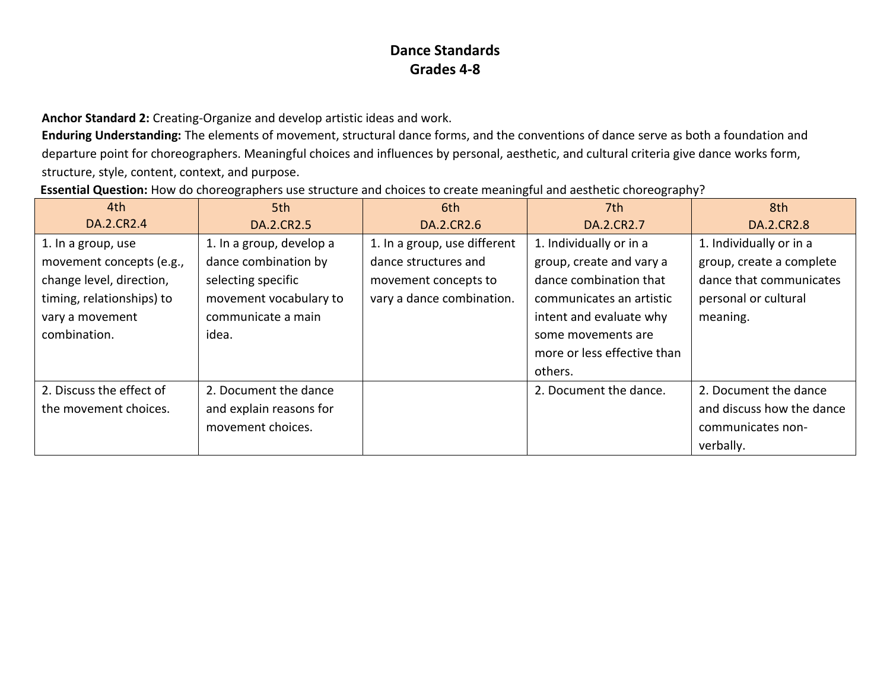# Dance Standards
## Grades 4-8

**Anchor Standard 2:** Creating-Organize and develop artistic ideas and work.
**Enduring Understanding:** The elements of movement, structural dance forms, and the conventions of dance serve as both a foundation and departure point for choreographers. Meaningful choices and influences by personal, aesthetic, and cultural criteria give dance works form, structure, style, content, context, and purpose.
**Essential Question:** How do choreographers use structure and choices to create meaningful and aesthetic choreography?

| 4th<br>DA.2.CR2.4 | 5th<br>DA.2.CR2.5 | 6th<br>DA.2.CR2.6 | 7th<br>DA.2.CR2.7 | 8th<br>DA.2.CR2.8 |
|---|---|---|---|---|
| 1. In a group, use movement concepts (e.g., change level, direction, timing, relationships) to vary a movement combination. | 1. In a group, develop a dance combination by selecting specific movement vocabulary to communicate a main idea. | 1. In a group, use different dance structures and movement concepts to vary a dance combination. | 1. Individually or in a group, create and vary a dance combination that communicates an artistic intent and evaluate why some movements are more or less effective than others. | 1. Individually or in a group, create a complete dance that communicates personal or cultural meaning. |
| 2. Discuss the effect of the movement choices. | 2. Document the dance and explain reasons for movement choices. | | 2. Document the dance. | 2. Document the dance and discuss how the dance communicates non-verbally. |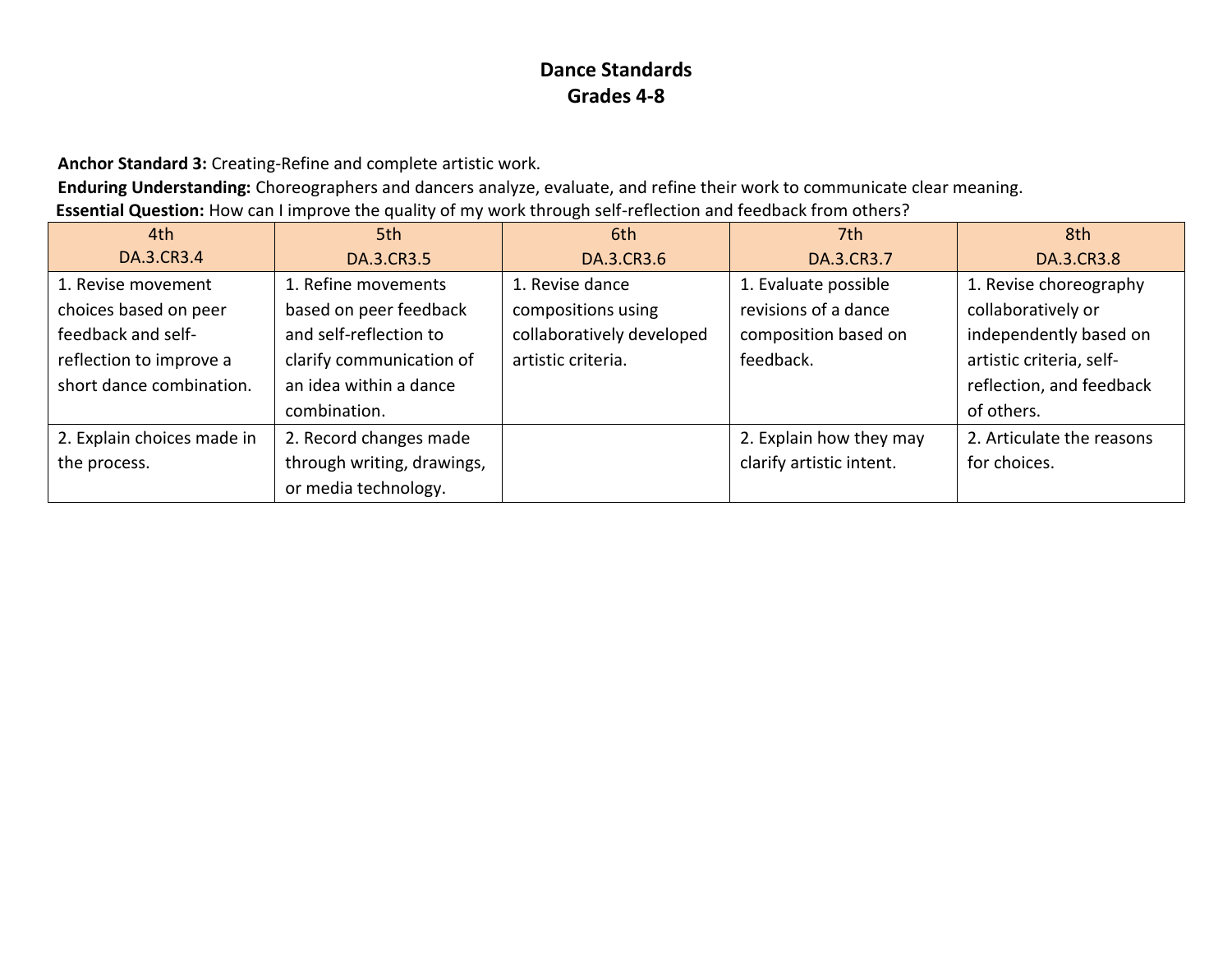# Dance Standards
## Grades 4-8

**Anchor Standard 3:** Creating-Refine and complete artistic work.
**Enduring Understanding:** Choreographers and dancers analyze, evaluate, and refine their work to communicate clear meaning.
**Essential Question:** How can I improve the quality of my work through self-reflection and feedback from others?

| 4th<br>DA.3.CR3.4 | 5th<br>DA.3.CR3.5 | 6th<br>DA.3.CR3.6 | 7th<br>DA.3.CR3.7 | 8th<br>DA.3.CR3.8 |
|---|---|---|---|---|
| 1. Revise movement choices based on peer feedback and self-reflection to improve a short dance combination. | 1. Refine movements based on peer feedback and self-reflection to clarify communication of an idea within a dance combination. | 1. Revise dance compositions using collaboratively developed artistic criteria. | 1. Evaluate possible revisions of a dance composition based on feedback. | 1. Revise choreography collaboratively or independently based on artistic criteria, self-reflection, and feedback of others. |
| 2. Explain choices made in the process. | 2. Record changes made through writing, drawings, or media technology. | | 2. Explain how they may clarify artistic intent. | 2. Articulate the reasons for choices. |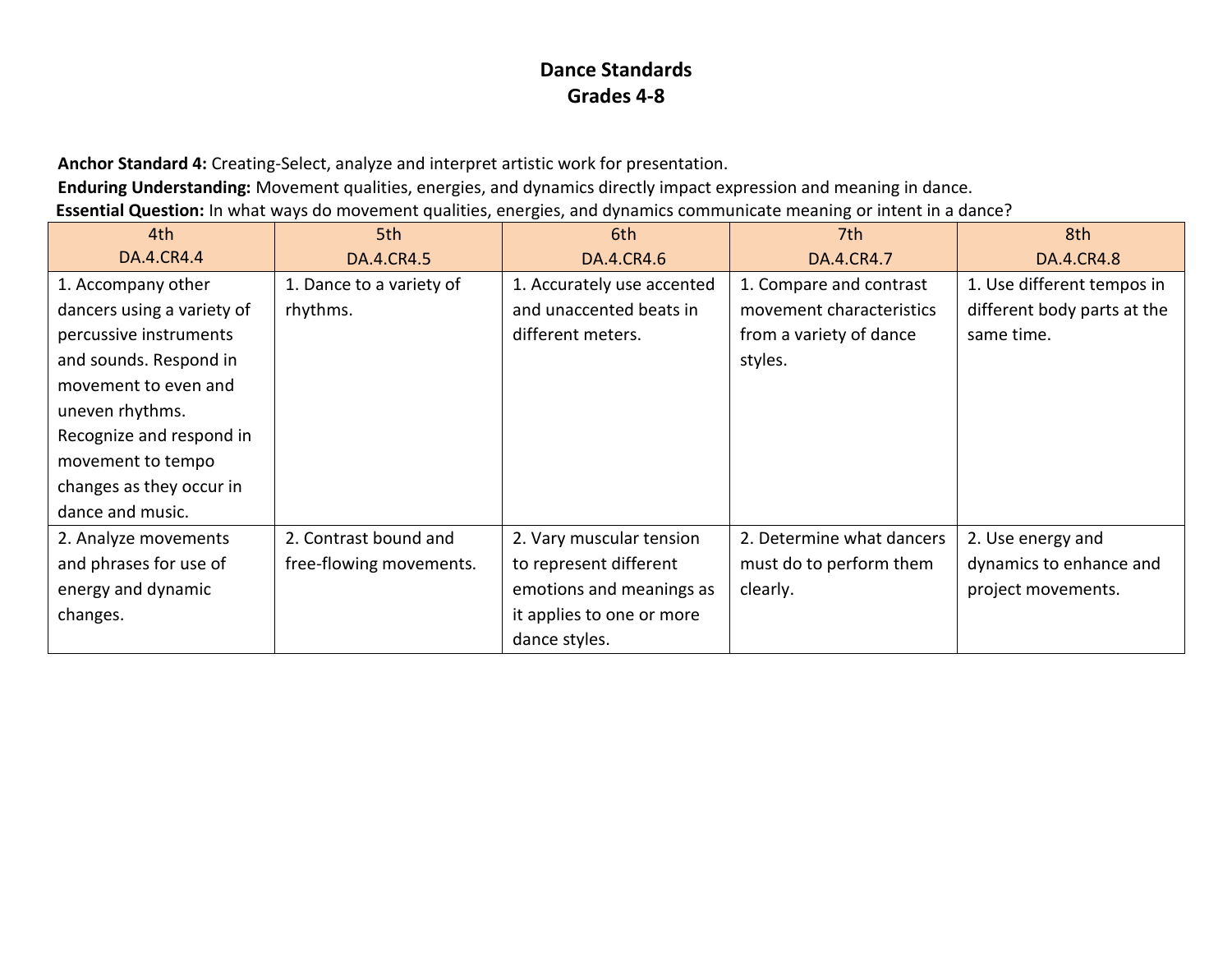# Dance Standards
## Grades 4-8

**Anchor Standard 4:** Creating-Select, analyze and interpret artistic work for presentation.
**Enduring Understanding:** Movement qualities, energies, and dynamics directly impact expression and meaning in dance.
**Essential Question:** In what ways do movement qualities, energies, and dynamics communicate meaning or intent in a dance?

| 4th<br>DA.4.CR4.4 | 5th<br>DA.4.CR4.5 | 6th<br>DA.4.CR4.6 | 7th<br>DA.4.CR4.7 | 8th<br>DA.4.CR4.8 |
|---|---|---|---|---|
| 1. Accompany other dancers using a variety of percussive instruments and sounds. Respond in movement to even and uneven rhythms. Recognize and respond in movement to tempo changes as they occur in dance and music. | 1. Dance to a variety of rhythms. | 1. Accurately use accented and unaccented beats in different meters. | 1. Compare and contrast movement characteristics from a variety of dance styles. | 1. Use different tempos in different body parts at the same time. |
| 2. Analyze movements and phrases for use of energy and dynamic changes. | 2. Contrast bound and free-flowing movements. | 2. Vary muscular tension to represent different emotions and meanings as it applies to one or more dance styles. | 2. Determine what dancers must do to perform them clearly. | 2. Use energy and dynamics to enhance and project movements. |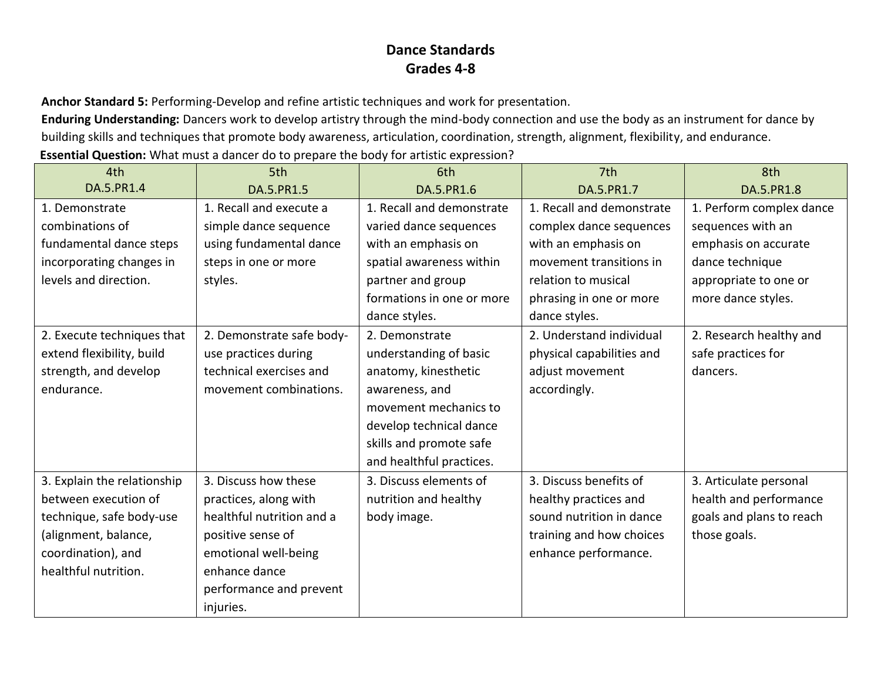# Dance Standards
## Grades 4-8

**Anchor Standard 5:** Performing-Develop and refine artistic techniques and work for presentation.
**Enduring Understanding:** Dancers work to develop artistry through the mind-body connection and use the body as an instrument for dance by building skills and techniques that promote body awareness, articulation, coordination, strength, alignment, flexibility, and endurance.
**Essential Question:** What must a dancer do to prepare the body for artistic expression?

| 4th<br>DA.5.PR1.4 | 5th<br>DA.5.PR1.5 | 6th<br>DA.5.PR1.6 | 7th<br>DA.5.PR1.7 | 8th<br>DA.5.PR1.8 |
|---|---|---|---|---|
| 1. Demonstrate combinations of fundamental dance steps incorporating changes in levels and direction. | 1. Recall and execute a simple dance sequence using fundamental dance steps in one or more styles. | 1. Recall and demonstrate varied dance sequences with an emphasis on spatial awareness within partner and group formations in one or more dance styles. | 1. Recall and demonstrate complex dance sequences with an emphasis on movement transitions in relation to musical phrasing in one or more dance styles. | 1. Perform complex dance sequences with an emphasis on accurate dance technique appropriate to one or more dance styles. |
| 2. Execute techniques that extend flexibility, build strength, and develop endurance. | 2. Demonstrate safe body-use practices during technical exercises and movement combinations. | 2. Demonstrate understanding of basic anatomy, kinesthetic awareness, and movement mechanics to develop technical dance skills and promote safe and healthful practices. | 2. Understand individual physical capabilities and adjust movement accordingly. | 2. Research healthy and safe practices for dancers. |
| 3. Explain the relationship between execution of technique, safe body-use (alignment, balance, coordination), and healthful nutrition. | 3. Discuss how these practices, along with healthful nutrition and a positive sense of emotional well-being enhance dance performance and prevent injuries. | 3. Discuss elements of nutrition and healthy body image. | 3. Discuss benefits of healthy practices and sound nutrition in dance training and how choices enhance performance. | 3. Articulate personal health and performance goals and plans to reach those goals. |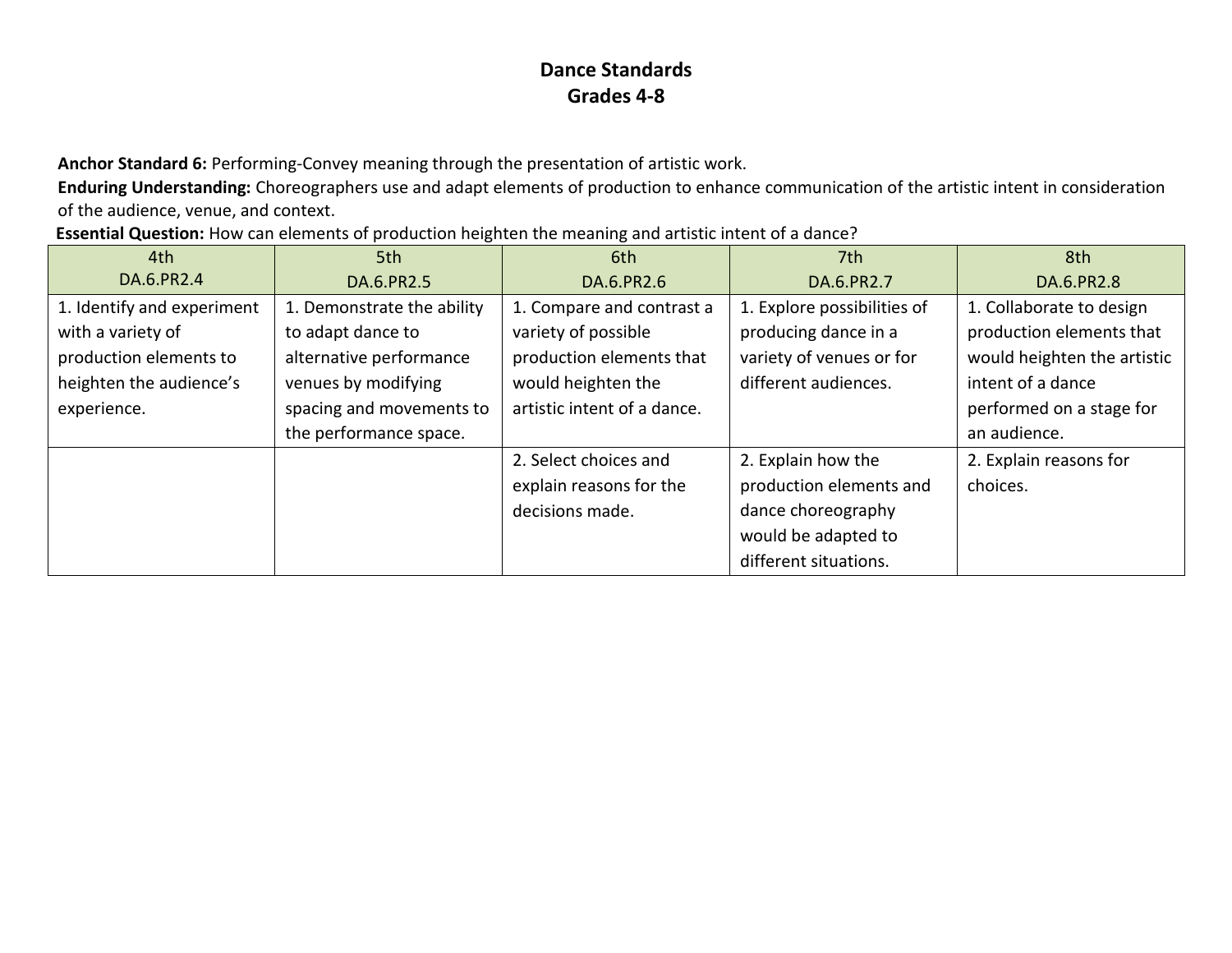# Dance Standards
## Grades 4-8

**Anchor Standard 6:** Performing-Convey meaning through the presentation of artistic work.

**Enduring Understanding:** Choreographers use and adapt elements of production to enhance communication of the artistic intent in consideration of the audience, venue, and context.

**Essential Question:** How can elements of production heighten the meaning and artistic intent of a dance?

| 4th<br>DA.6.PR2.4 | 5th<br>DA.6.PR2.5 | 6th<br>DA.6.PR2.6 | 7th<br>DA.6.PR2.7 | 8th<br>DA.6.PR2.8 |
|---|---|---|---|---|
| 1. Identify and experiment with a variety of production elements to heighten the audience's experience. | 1. Demonstrate the ability to adapt dance to alternative performance venues by modifying spacing and movements to the performance space. | 1. Compare and contrast a variety of possible production elements that would heighten the artistic intent of a dance. | 1. Explore possibilities of producing dance in a variety of venues or for different audiences. | 1. Collaborate to design production elements that would heighten the artistic intent of a dance performed on a stage for an audience. |
| | | 2. Select choices and explain reasons for the decisions made. | 2. Explain how the production elements and dance choreography would be adapted to different situations. | 2. Explain reasons for choices. |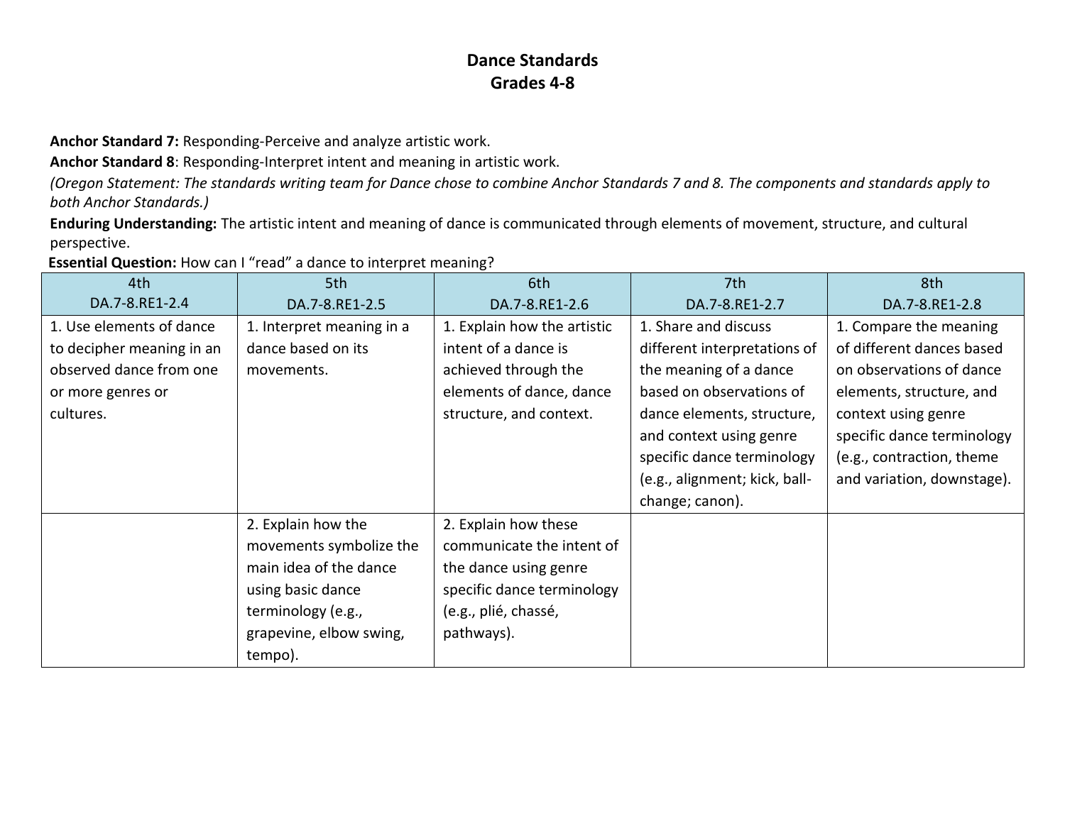# Dance Standards
## Grades 4-8

**Anchor Standard 7:** Responding-Perceive and analyze artistic work.

**Anchor Standard 8**: Responding-Interpret intent and meaning in artistic work.

*(Oregon Statement: The standards writing team for Dance chose to combine Anchor Standards 7 and 8. The components and standards apply to both Anchor Standards.)*

**Enduring Understanding:** The artistic intent and meaning of dance is communicated through elements of movement, structure, and cultural perspective.

**Essential Question:** How can I "read" a dance to interpret meaning?

| 4th<br>DA.7-8.RE1-2.4 | 5th<br>DA.7-8.RE1-2.5 | 6th<br>DA.7-8.RE1-2.6 | 7th<br>DA.7-8.RE1-2.7 | 8th<br>DA.7-8.RE1-2.8 |
|---|---|---|---|---|
| 1. Use elements of dance to decipher meaning in an observed dance from one or more genres or cultures. | 1. Interpret meaning in a dance based on its movements. | 1. Explain how the artistic intent of a dance is achieved through the elements of dance, dance structure, and context. | 1. Share and discuss different interpretations of the meaning of a dance based on observations of dance elements, structure, and context using genre specific dance terminology (e.g., alignment; kick, ball-change; canon). | 1. Compare the meaning of different dances based on observations of dance elements, structure, and context using genre specific dance terminology (e.g., contraction, theme and variation, downstage). |
| | 2. Explain how the movements symbolize the main idea of the dance using basic dance terminology (e.g., grapevine, elbow swing, tempo). | 2. Explain how these communicate the intent of the dance using genre specific dance terminology (e.g., plié, chassé, pathways). | | |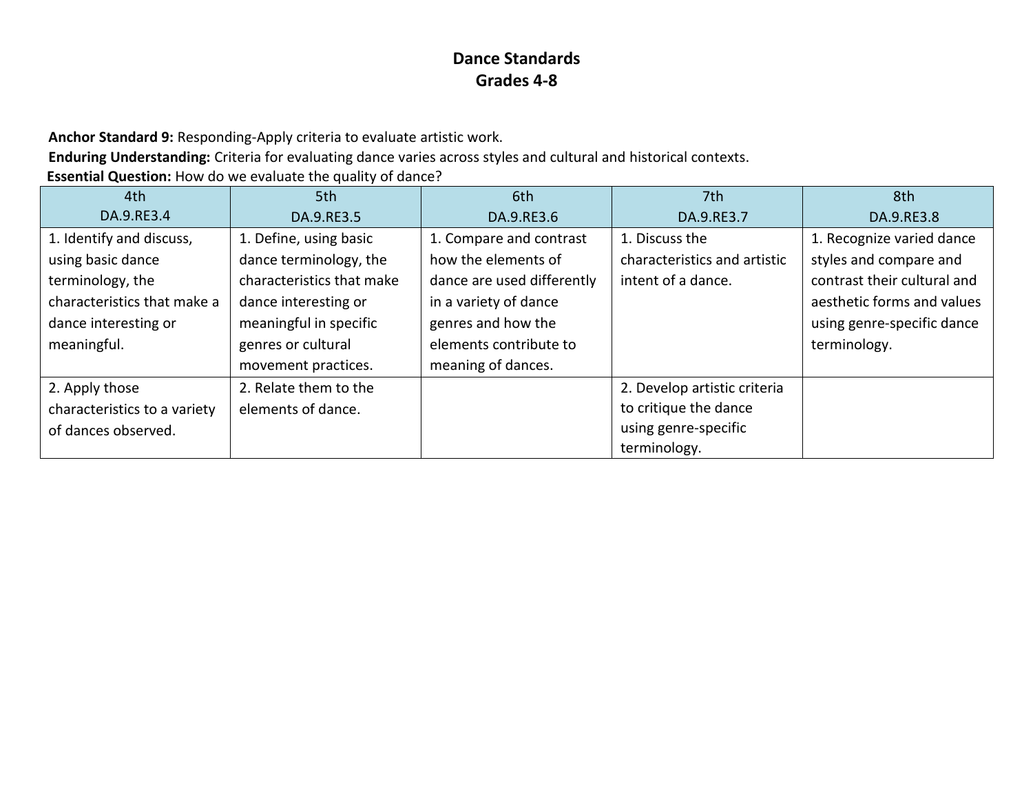# Dance Standards
## Grades 4-8

**Anchor Standard 9:** Responding-Apply criteria to evaluate artistic work.
**Enduring Understanding:** Criteria for evaluating dance varies across styles and cultural and historical contexts.
**Essential Question:** How do we evaluate the quality of dance?

| 4th DA.9.RE3.4 | 5th DA.9.RE3.5 | 6th DA.9.RE3.6 | 7th DA.9.RE3.7 | 8th DA.9.RE3.8 |
|---|---|---|---|---|
| 1. Identify and discuss, using basic dance terminology, the characteristics that make a dance interesting or meaningful. | 1. Define, using basic dance terminology, the characteristics that make dance interesting or meaningful in specific genres or cultural movement practices. | 1. Compare and contrast how the elements of dance are used differently in a variety of dance genres and how the elements contribute to meaning of dances. | 1. Discuss the characteristics and artistic intent of a dance. | 1. Recognize varied dance styles and compare and contrast their cultural and aesthetic forms and values using genre-specific dance terminology. |
| 2. Apply those characteristics to a variety of dances observed. | 2. Relate them to the elements of dance. | | 2. Develop artistic criteria to critique the dance using genre-specific terminology. | |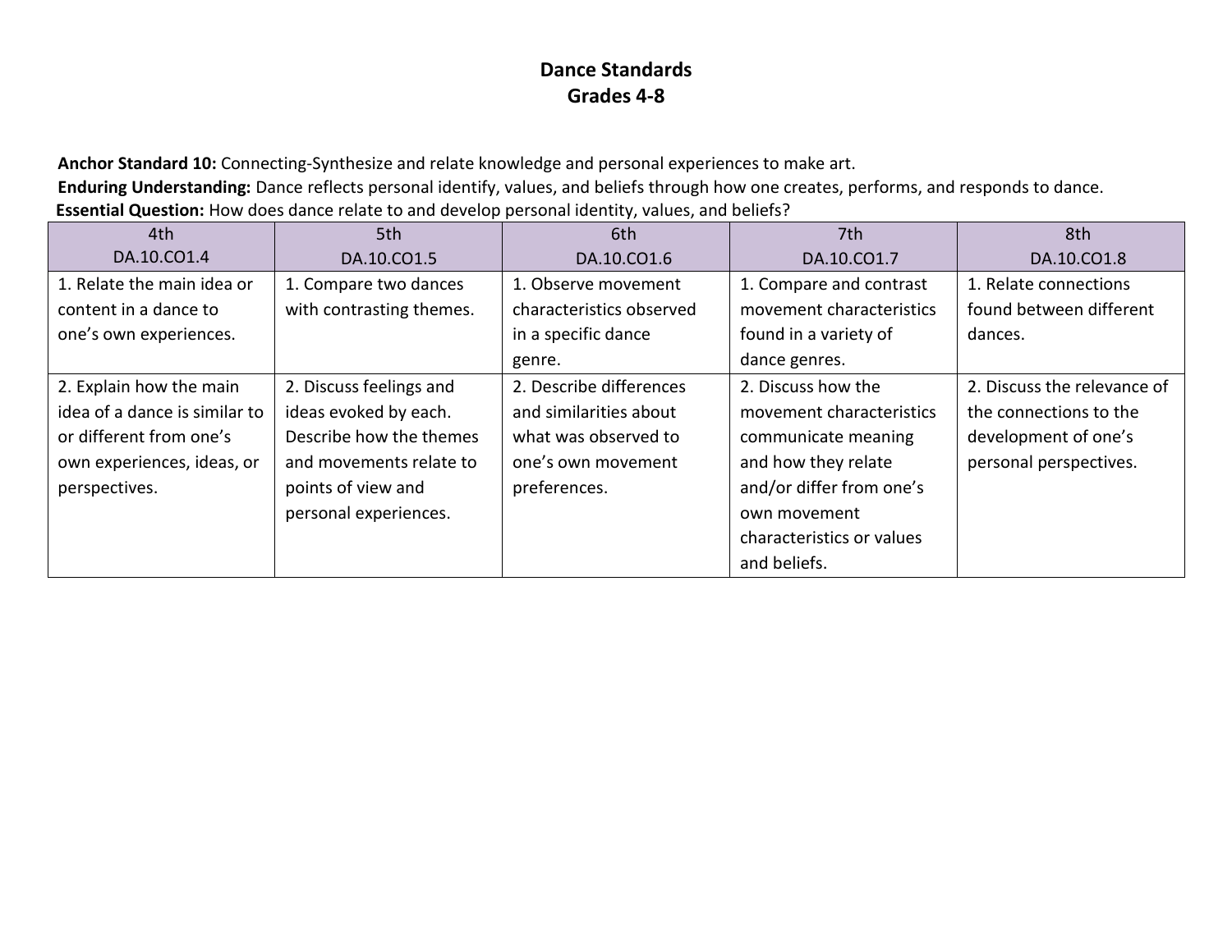# Dance Standards
## Grades 4-8

**Anchor Standard 10:** Connecting-Synthesize and relate knowledge and personal experiences to make art.
**Enduring Understanding:** Dance reflects personal identify, values, and beliefs through how one creates, performs, and responds to dance.
**Essential Question:** How does dance relate to and develop personal identity, values, and beliefs?

| 4th<br>DA.10.CO1.4 | 5th<br>DA.10.CO1.5 | 6th<br>DA.10.CO1.6 | 7th<br>DA.10.CO1.7 | 8th<br>DA.10.CO1.8 |
|---|---|---|---|---|
| 1. Relate the main idea or content in a dance to one's own experiences. | 1. Compare two dances with contrasting themes. | 1. Observe movement characteristics observed in a specific dance genre. | 1. Compare and contrast movement characteristics found in a variety of dance genres. | 1. Relate connections found between different dances. |
| 2. Explain how the main idea of a dance is similar to or different from one's own experiences, ideas, or perspectives. | 2. Discuss feelings and ideas evoked by each. Describe how the themes and movements relate to points of view and personal experiences. | 2. Describe differences and similarities about what was observed to one's own movement preferences. | 2. Discuss how the movement characteristics communicate meaning and how they relate and/or differ from one's own movement characteristics or values and beliefs. | 2. Discuss the relevance of the connections to the development of one's personal perspectives. |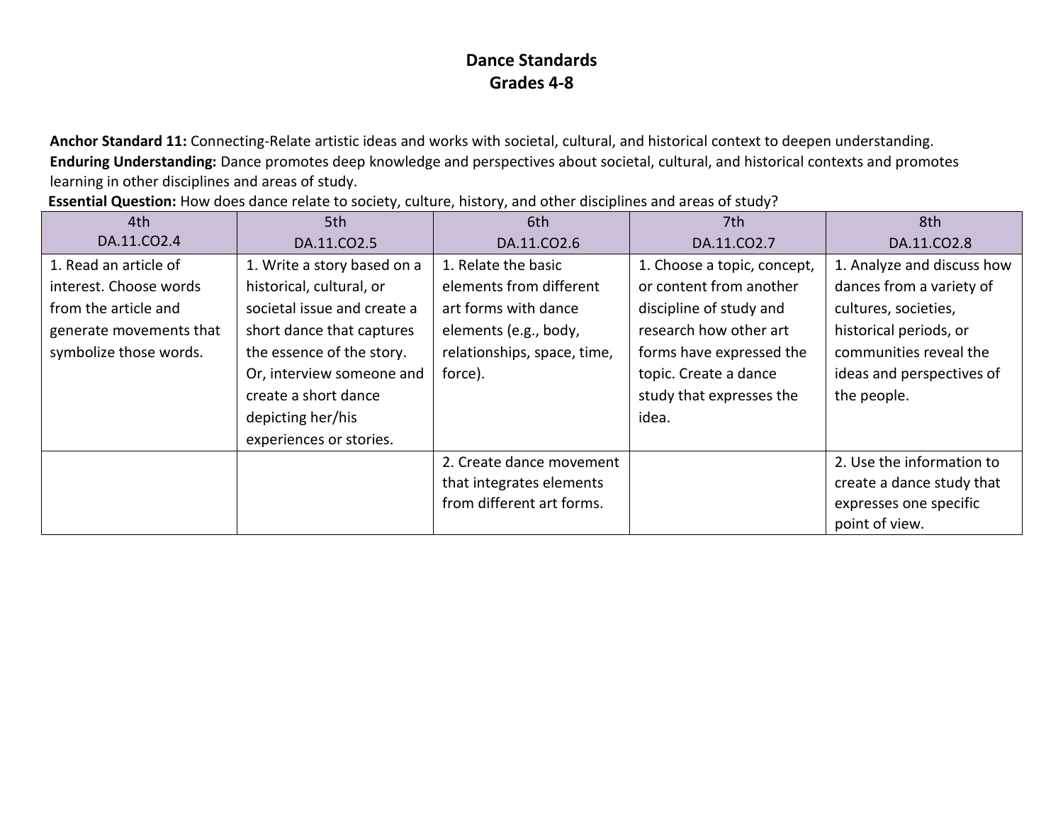# Dance Standards
## Grades 4-8

**Anchor Standard 11:** Connecting-Relate artistic ideas and works with societal, cultural, and historical context to deepen understanding.
**Enduring Understanding:** Dance promotes deep knowledge and perspectives about societal, cultural, and historical contexts and promotes learning in other disciplines and areas of study.
**Essential Question:** How does dance relate to society, culture, history, and other disciplines and areas of study?

| 4th<br>DA.11.CO2.4 | 5th<br>DA.11.CO2.5 | 6th<br>DA.11.CO2.6 | 7th<br>DA.11.CO2.7 | 8th<br>DA.11.CO2.8 |
|---|---|---|---|---|
| 1. Read an article of interest. Choose words from the article and generate movements that symbolize those words. | 1. Write a story based on a historical, cultural, or societal issue and create a short dance that captures the essence of the story. Or, interview someone and create a short dance depicting her/his experiences or stories. | 1. Relate the basic elements from different art forms with dance elements (e.g., body, relationships, space, time, force). | 1. Choose a topic, concept, or content from another discipline of study and research how other art forms have expressed the topic. Create a dance study that expresses the idea. | 1. Analyze and discuss how dances from a variety of cultures, societies, historical periods, or communities reveal the ideas and perspectives of the people. |
| | | 2. Create dance movement that integrates elements from different art forms. | | 2. Use the information to create a dance study that expresses one specific point of view. |